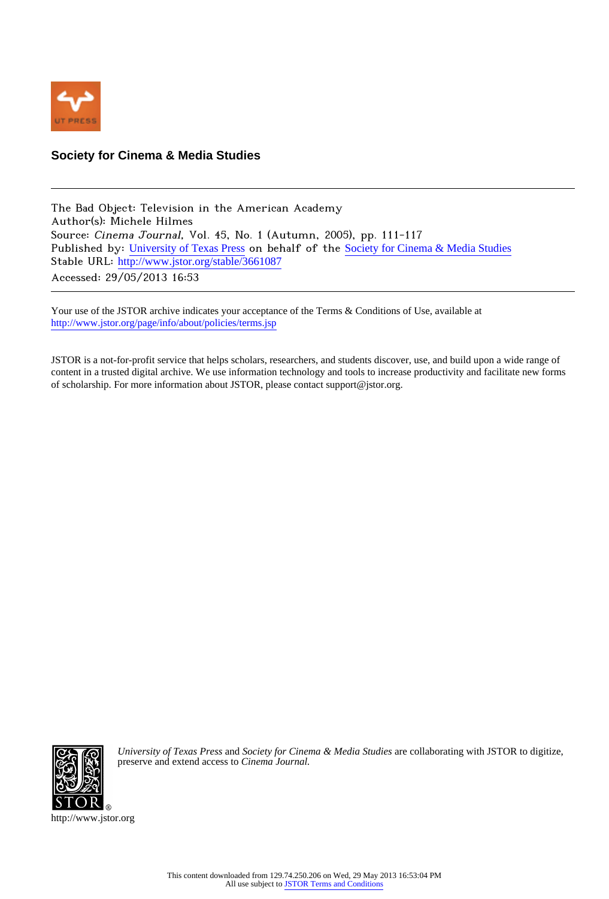**Society for Cinema & Media Studies**

---

The Bad Object: Television in the American Academy
Author(s): Michele Hilmes
Source: *Cinema Journal*, Vol. 45, No. 1 (Autumn, 2005), pp. 111-117
Published by: University of Texas Press on behalf of the Society for Cinema & Media Studies
Stable URL: http://www.jstor.org/stable/3661087
Accessed: 29/05/2013 16:53

---

Your use of the JSTOR archive indicates your acceptance of the Terms & Conditions of Use, available at
http://www.jstor.org/page/info/about/policies/terms.jsp

JSTOR is a not-for-profit service that helps scholars, researchers, and students discover, use, and build upon a wide range of content in a trusted digital archive. We use information technology and tools to increase productivity and facilitate new forms of scholarship. For more information about JSTOR, please contact support@jstor.org.

*University of Texas Press* and *Society for Cinema & Media Studies* are collaborating with JSTOR to digitize, preserve and extend access to *Cinema Journal*.

http://www.jstor.org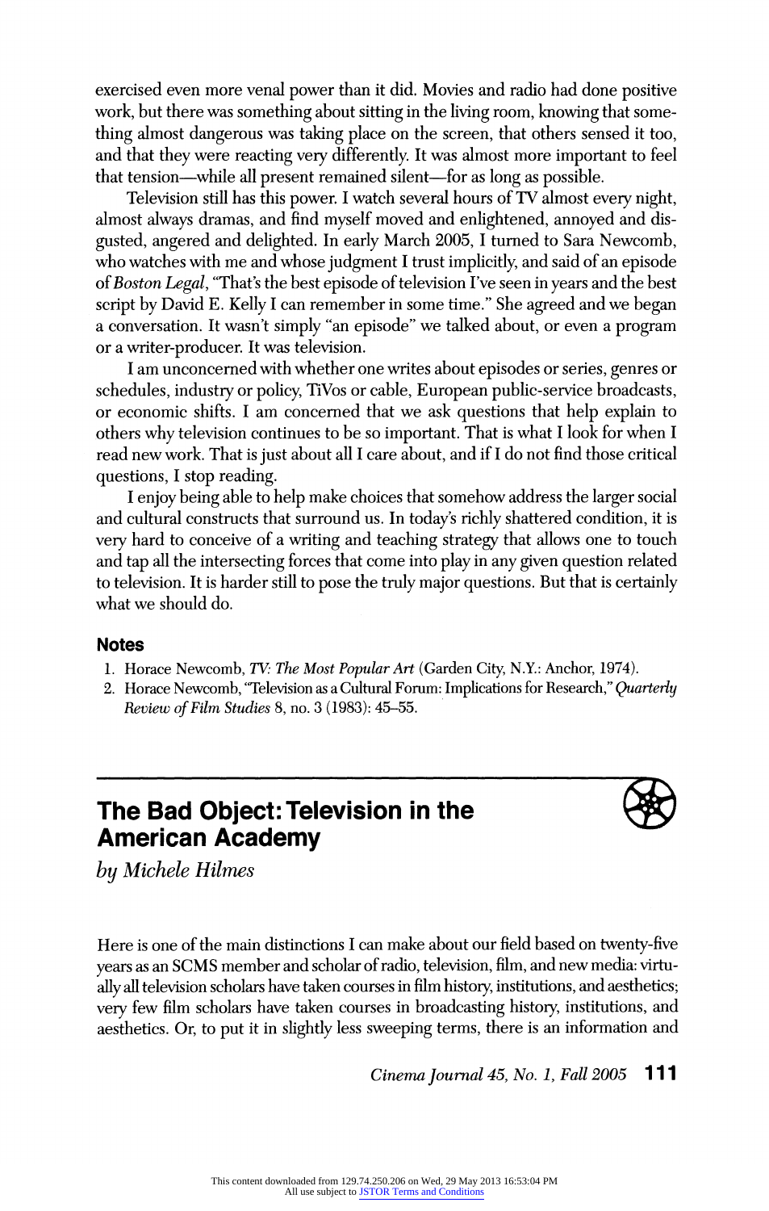exercised even more venal power than it did. Movies and radio had done positive work, but there was something about sitting in the living room, knowing that something almost dangerous was taking place on the screen, that others sensed it too, and that they were reacting very differently. It was almost more important to feel that tension—while all present remained silent—for as long as possible.

Television still has this power. I watch several hours of TV almost every night, almost always dramas, and find myself moved and enlightened, annoyed and disgusted, angered and delighted. In early March 2005, I turned to Sara Newcomb, who watches with me and whose judgment I trust implicitly, and said of an episode of *Boston Legal*, "That's the best episode of television I've seen in years and the best script by David E. Kelly I can remember in some time." She agreed and we began a conversation. It wasn't simply "an episode" we talked about, or even a program or a writer-producer. It was television.

I am unconcerned with whether one writes about episodes or series, genres or schedules, industry or policy, TiVos or cable, European public-service broadcasts, or economic shifts. I am concerned that we ask questions that help explain to others why television continues to be so important. That is what I look for when I read new work. That is just about all I care about, and if I do not find those critical questions, I stop reading.

I enjoy being able to help make choices that somehow address the larger social and cultural constructs that surround us. In today's richly shattered condition, it is very hard to conceive of a writing and teaching strategy that allows one to touch and tap all the intersecting forces that come into play in any given question related to television. It is harder still to pose the truly major questions. But that is certainly what we should do.

### Notes

1. Horace Newcomb, *TV: The Most Popular Art* (Garden City, N.Y.: Anchor, 1974).
2. Horace Newcomb, "Television as a Cultural Forum: Implications for Research," *Quarterly Review of Film Studies* 8, no. 3 (1983): 45–55.

## The Bad Object: Television in the American Academy

*by Michele Hilmes*

Here is one of the main distinctions I can make about our field based on twenty-five years as an SCMS member and scholar of radio, television, film, and new media: virtually all television scholars have taken courses in film history, institutions, and aesthetics; very few film scholars have taken courses in broadcasting history, institutions, and aesthetics. Or, to put it in slightly less sweeping terms, there is an information and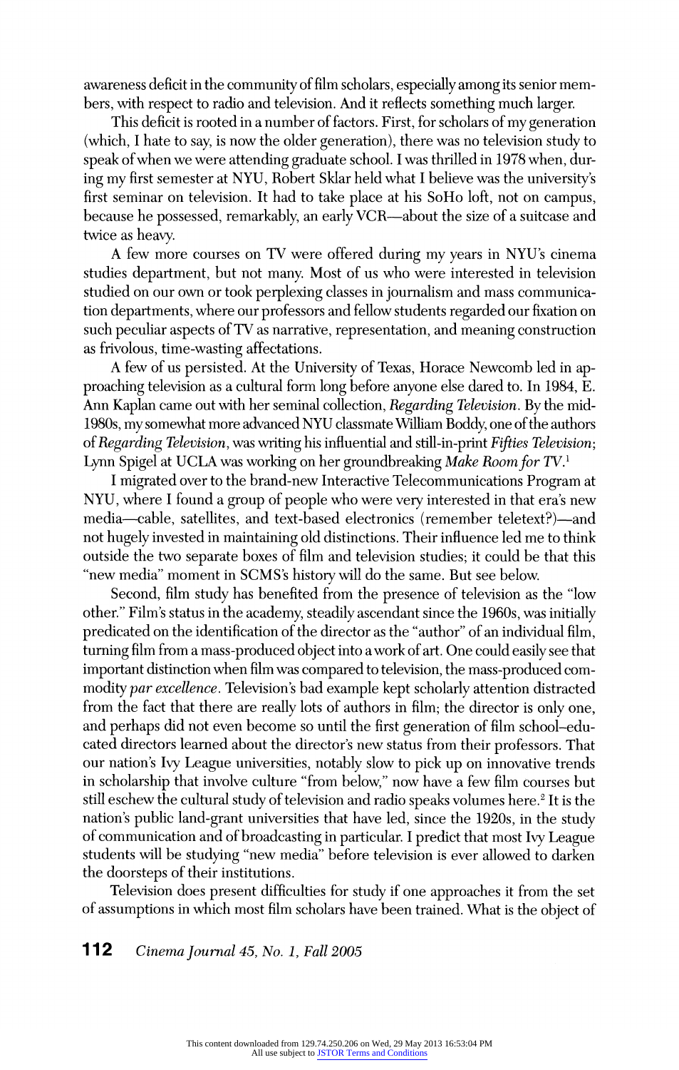awareness deficit in the community of film scholars, especially among its senior members, with respect to radio and television. And it reflects something much larger.

This deficit is rooted in a number of factors. First, for scholars of my generation (which, I hate to say, is now the older generation), there was no television study to speak of when we were attending graduate school. I was thrilled in 1978 when, during my first semester at NYU, Robert Sklar held what I believe was the university's first seminar on television. It had to take place at his SoHo loft, not on campus, because he possessed, remarkably, an early VCR—about the size of a suitcase and twice as heavy.

A few more courses on TV were offered during my years in NYU's cinema studies department, but not many. Most of us who were interested in television studied on our own or took perplexing classes in journalism and mass communication departments, where our professors and fellow students regarded our fixation on such peculiar aspects of TV as narrative, representation, and meaning construction as frivolous, time-wasting affectations.

A few of us persisted. At the University of Texas, Horace Newcomb led in approaching television as a cultural form long before anyone else dared to. In 1984, E. Ann Kaplan came out with her seminal collection, *Regarding Television*. By the mid-1980s, my somewhat more advanced NYU classmate William Boddy, one of the authors of *Regarding Television*, was writing his influential and still-in-print *Fifties Television*; Lynn Spigel at UCLA was working on her groundbreaking *Make Room for TV*.[1]

I migrated over to the brand-new Interactive Telecommunications Program at NYU, where I found a group of people who were very interested in that era's new media—cable, satellites, and text-based electronics (remember teletext?)—and not hugely invested in maintaining old distinctions. Their influence led me to think outside the two separate boxes of film and television studies; it could be that this "new media" moment in SCMS's history will do the same. But see below.

Second, film study has benefited from the presence of television as the "low other." Film's status in the academy, steadily ascendant since the 1960s, was initially predicated on the identification of the director as the "author" of an individual film, turning film from a mass-produced object into a work of art. One could easily see that important distinction when film was compared to television, the mass-produced commodity *par excellence*. Television's bad example kept scholarly attention distracted from the fact that there are really lots of authors in film; the director is only one, and perhaps did not even become so until the first generation of film school–educated directors learned about the director's new status from their professors. That our nation's Ivy League universities, notably slow to pick up on innovative trends in scholarship that involve culture "from below," now have a few film courses but still eschew the cultural study of television and radio speaks volumes here.[2] It is the nation's public land-grant universities that have led, since the 1920s, in the study of communication and of broadcasting in particular. I predict that most Ivy League students will be studying "new media" before television is ever allowed to darken the doorsteps of their institutions.

Television does present difficulties for study if one approaches it from the set of assumptions in which most film scholars have been trained. What is the object of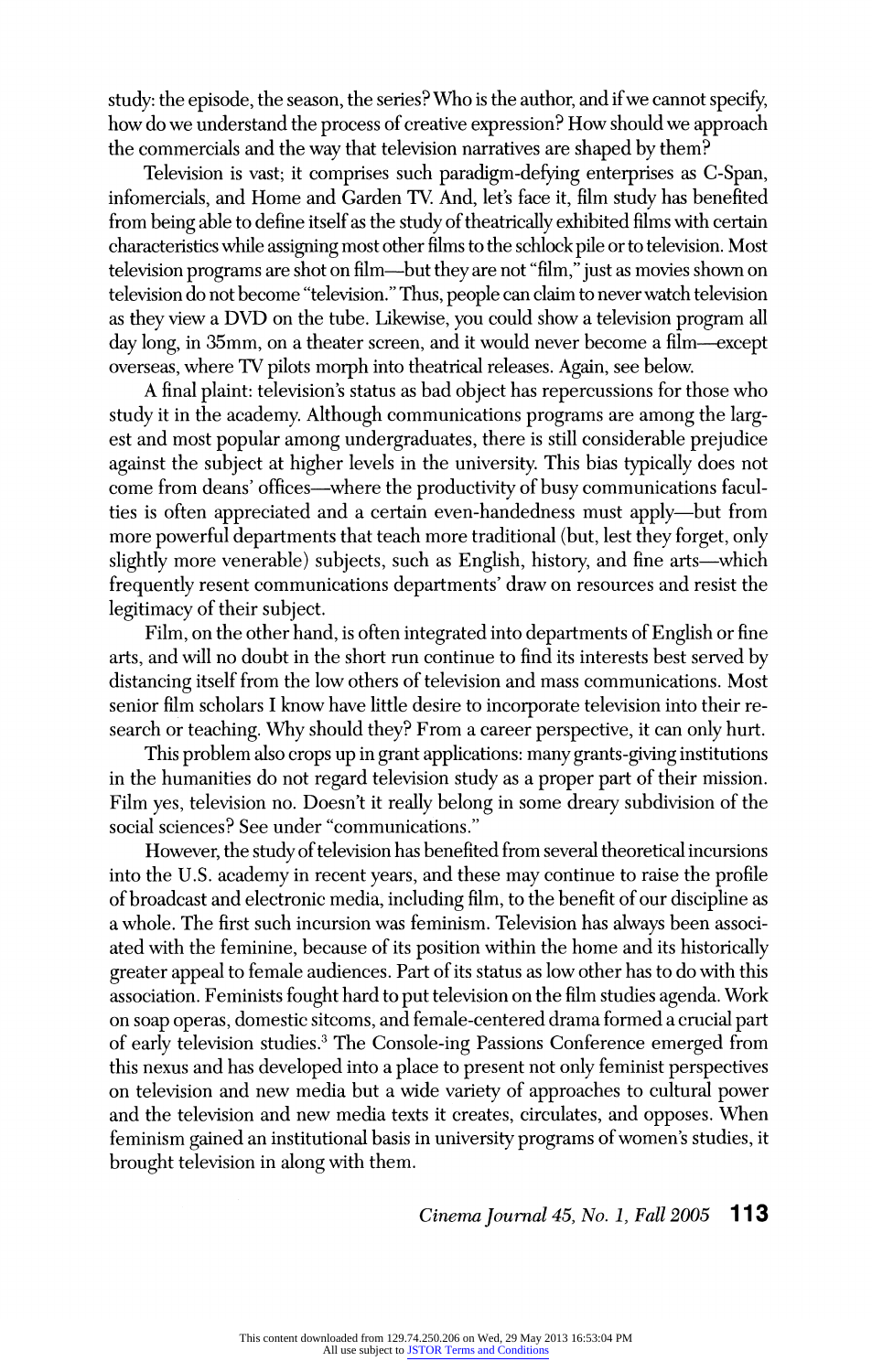study: the episode, the season, the series? Who is the author, and if we cannot specify, how do we understand the process of creative expression? How should we approach the commercials and the way that television narratives are shaped by them?

Television is vast; it comprises such paradigm-defying enterprises as C-Span, infomercials, and Home and Garden TV. And, let's face it, film study has benefited from being able to define itself as the study of theatrically exhibited films with certain characteristics while assigning most other films to the schlock pile or to television. Most television programs are shot on film—but they are not "film," just as movies shown on television do not become "television." Thus, people can claim to never watch television as they view a DVD on the tube. Likewise, you could show a television program all day long, in 35mm, on a theater screen, and it would never become a film—except overseas, where TV pilots morph into theatrical releases. Again, see below.

A final plaint: television's status as bad object has repercussions for those who study it in the academy. Although communications programs are among the largest and most popular among undergraduates, there is still considerable prejudice against the subject at higher levels in the university. This bias typically does not come from deans' offices—where the productivity of busy communications faculties is often appreciated and a certain even-handedness must apply—but from more powerful departments that teach more traditional (but, lest they forget, only slightly more venerable) subjects, such as English, history, and fine arts—which frequently resent communications departments' draw on resources and resist the legitimacy of their subject.

Film, on the other hand, is often integrated into departments of English or fine arts, and will no doubt in the short run continue to find its interests best served by distancing itself from the low others of television and mass communications. Most senior film scholars I know have little desire to incorporate television into their research or teaching. Why should they? From a career perspective, it can only hurt.

This problem also crops up in grant applications: many grants-giving institutions in the humanities do not regard television study as a proper part of their mission. Film yes, television no. Doesn't it really belong in some dreary subdivision of the social sciences? See under "communications."

However, the study of television has benefited from several theoretical incursions into the U.S. academy in recent years, and these may continue to raise the profile of broadcast and electronic media, including film, to the benefit of our discipline as a whole. The first such incursion was feminism. Television has always been associated with the feminine, because of its position within the home and its historically greater appeal to female audiences. Part of its status as low other has to do with this association. Feminists fought hard to put television on the film studies agenda. Work on soap operas, domestic sitcoms, and female-centered drama formed a crucial part of early television studies.[3] The Console-ing Passions Conference emerged from this nexus and has developed into a place to present not only feminist perspectives on television and new media but a wide variety of approaches to cultural power and the television and new media texts it creates, circulates, and opposes. When feminism gained an institutional basis in university programs of women's studies, it brought television in along with them.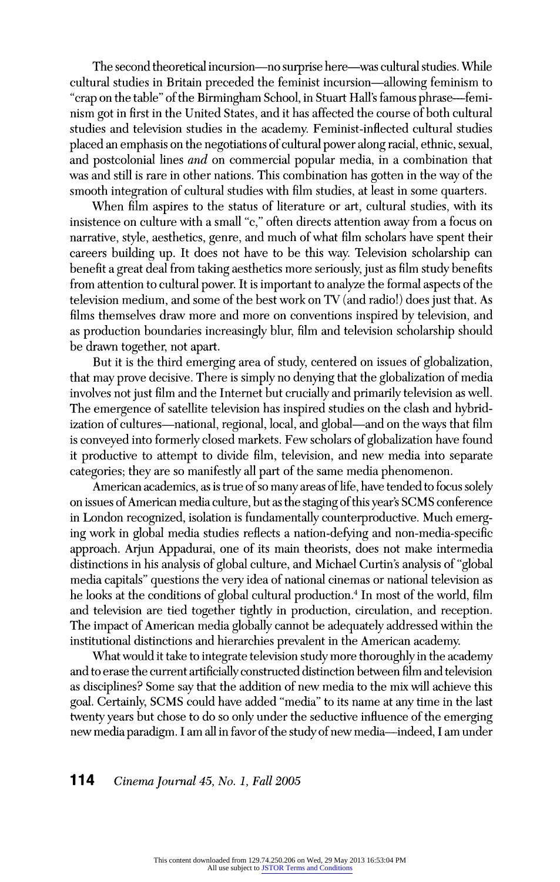The second theoretical incursion—no surprise here—was cultural studies. While cultural studies in Britain preceded the feminist incursion—allowing feminism to "crap on the table" of the Birmingham School, in Stuart Hall's famous phrase—feminism got in first in the United States, and it has affected the course of both cultural studies and television studies in the academy. Feminist-inflected cultural studies placed an emphasis on the negotiations of cultural power along racial, ethnic, sexual, and postcolonial lines *and* on commercial popular media, in a combination that was and still is rare in other nations. This combination has gotten in the way of the smooth integration of cultural studies with film studies, at least in some quarters.

When film aspires to the status of literature or art, cultural studies, with its insistence on culture with a small "c," often directs attention away from a focus on narrative, style, aesthetics, genre, and much of what film scholars have spent their careers building up. It does not have to be this way. Television scholarship can benefit a great deal from taking aesthetics more seriously, just as film study benefits from attention to cultural power. It is important to analyze the formal aspects of the television medium, and some of the best work on TV (and radio!) does just that. As films themselves draw more and more on conventions inspired by television, and as production boundaries increasingly blur, film and television scholarship should be drawn together, not apart.

But it is the third emerging area of study, centered on issues of globalization, that may prove decisive. There is simply no denying that the globalization of media involves not just film and the Internet but crucially and primarily television as well. The emergence of satellite television has inspired studies on the clash and hybridization of cultures—national, regional, local, and global—and on the ways that film is conveyed into formerly closed markets. Few scholars of globalization have found it productive to attempt to divide film, television, and new media into separate categories; they are so manifestly all part of the same media phenomenon.

American academics, as is true of so many areas of life, have tended to focus solely on issues of American media culture, but as the staging of this year's SCMS conference in London recognized, isolation is fundamentally counterproductive. Much emerging work in global media studies reflects a nation-defying and non-media-specific approach. Arjun Appadurai, one of its main theorists, does not make intermedia distinctions in his analysis of global culture, and Michael Curtin's analysis of "global media capitals" questions the very idea of national cinemas or national television as he looks at the conditions of global cultural production.[4] In most of the world, film and television are tied together tightly in production, circulation, and reception. The impact of American media globally cannot be adequately addressed within the institutional distinctions and hierarchies prevalent in the American academy.

What would it take to integrate television study more thoroughly in the academy and to erase the current artificially constructed distinction between film and television as disciplines? Some say that the addition of new media to the mix will achieve this goal. Certainly, SCMS could have added "media" to its name at any time in the last twenty years but chose to do so only under the seductive influence of the emerging new media paradigm. I am all in favor of the study of new media—indeed, I am under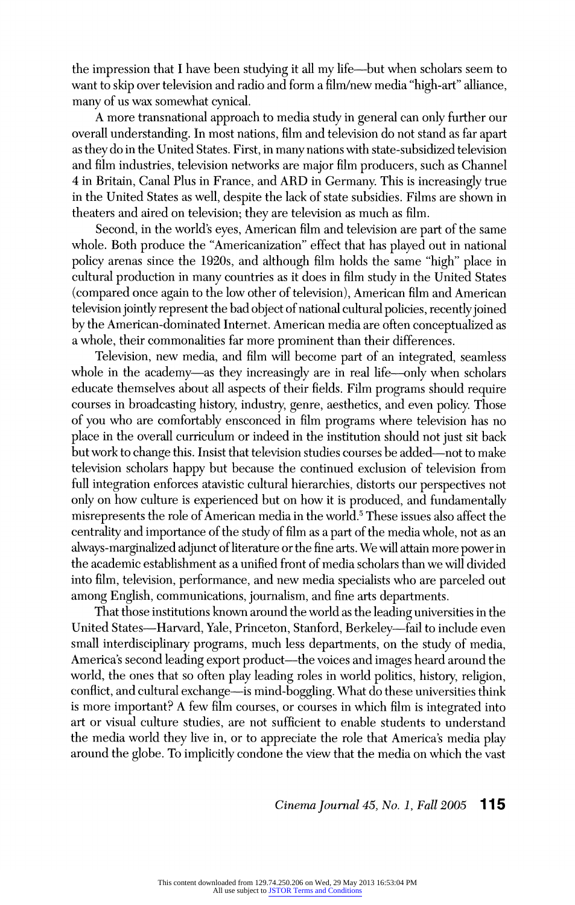the impression that I have been studying it all my life—but when scholars seem to want to skip over television and radio and form a film/new media "high-art" alliance, many of us wax somewhat cynical.

A more transnational approach to media study in general can only further our overall understanding. In most nations, film and television do not stand as far apart as they do in the United States. First, in many nations with state-subsidized television and film industries, television networks are major film producers, such as Channel 4 in Britain, Canal Plus in France, and ARD in Germany. This is increasingly true in the United States as well, despite the lack of state subsidies. Films are shown in theaters and aired on television; they are television as much as film.

Second, in the world's eyes, American film and television are part of the same whole. Both produce the "Americanization" effect that has played out in national policy arenas since the 1920s, and although film holds the same "high" place in cultural production in many countries as it does in film study in the United States (compared once again to the low other of television), American film and American television jointly represent the bad object of national cultural policies, recently joined by the American-dominated Internet. American media are often conceptualized as a whole, their commonalities far more prominent than their differences.

Television, new media, and film will become part of an integrated, seamless whole in the academy—as they increasingly are in real life—only when scholars educate themselves about all aspects of their fields. Film programs should require courses in broadcasting history, industry, genre, aesthetics, and even policy. Those of you who are comfortably ensconced in film programs where television has no place in the overall curriculum or indeed in the institution should not just sit back but work to change this. Insist that television studies courses be added—not to make television scholars happy but because the continued exclusion of television from full integration enforces atavistic cultural hierarchies, distorts our perspectives not only on how culture is experienced but on how it is produced, and fundamentally misrepresents the role of American media in the world.[5] These issues also affect the centrality and importance of the study of film as a part of the media whole, not as an always-marginalized adjunct of literature or the fine arts. We will attain more power in the academic establishment as a unified front of media scholars than we will divided into film, television, performance, and new media specialists who are parceled out among English, communications, journalism, and fine arts departments.

That those institutions known around the world as the leading universities in the United States—Harvard, Yale, Princeton, Stanford, Berkeley—fail to include even small interdisciplinary programs, much less departments, on the study of media, America's second leading export product—the voices and images heard around the world, the ones that so often play leading roles in world politics, history, religion, conflict, and cultural exchange—is mind-boggling. What do these universities think is more important? A few film courses, or courses in which film is integrated into art or visual culture studies, are not sufficient to enable students to understand the media world they live in, or to appreciate the role that America's media play around the globe. To implicitly condone the view that the media on which the vast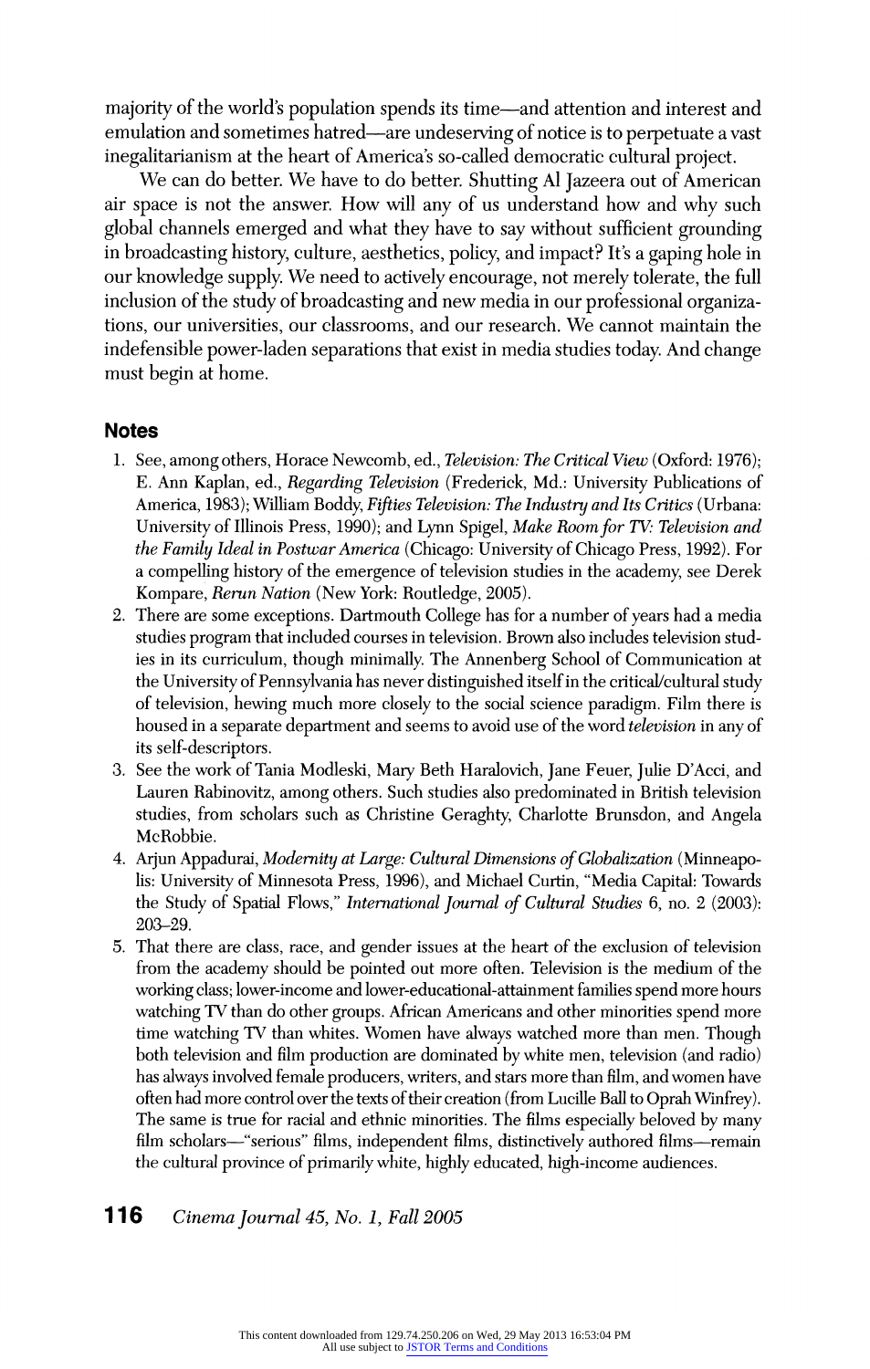majority of the world's population spends its time—and attention and interest and emulation and sometimes hatred—are undeserving of notice is to perpetuate a vast inegalitarianism at the heart of America's so-called democratic cultural project.

We can do better. We have to do better. Shutting Al Jazeera out of American air space is not the answer. How will any of us understand how and why such global channels emerged and what they have to say without sufficient grounding in broadcasting history, culture, aesthetics, policy, and impact? It's a gaping hole in our knowledge supply. We need to actively encourage, not merely tolerate, the full inclusion of the study of broadcasting and new media in our professional organizations, our universities, our classrooms, and our research. We cannot maintain the indefensible power-laden separations that exist in media studies today. And change must begin at home.

## Notes

1. See, among others, Horace Newcomb, ed., *Television: The Critical View* (Oxford: 1976); E. Ann Kaplan, ed., *Regarding Television* (Frederick, Md.: University Publications of America, 1983); William Boddy, *Fifties Television: The Industry and Its Critics* (Urbana: University of Illinois Press, 1990); and Lynn Spigel, *Make Room for TV: Television and the Family Ideal in Postwar America* (Chicago: University of Chicago Press, 1992). For a compelling history of the emergence of television studies in the academy, see Derek Kompare, *Rerun Nation* (New York: Routledge, 2005).
2. There are some exceptions. Dartmouth College has for a number of years had a media studies program that included courses in television. Brown also includes television studies in its curriculum, though minimally. The Annenberg School of Communication at the University of Pennsylvania has never distinguished itself in the critical/cultural study of television, hewing much more closely to the social science paradigm. Film there is housed in a separate department and seems to avoid use of the word *television* in any of its self-descriptors.
3. See the work of Tania Modleski, Mary Beth Haralovich, Jane Feuer, Julie D'Acci, and Lauren Rabinovitz, among others. Such studies also predominated in British television studies, from scholars such as Christine Geraghty, Charlotte Brunsdon, and Angela McRobbie.
4. Arjun Appadurai, *Modernity at Large: Cultural Dimensions of Globalization* (Minneapolis: University of Minnesota Press, 1996), and Michael Curtin, "Media Capital: Towards the Study of Spatial Flows," *International Journal of Cultural Studies* 6, no. 2 (2003): 203–29.
5. That there are class, race, and gender issues at the heart of the exclusion of television from the academy should be pointed out more often. Television is the medium of the working class; lower-income and lower-educational-attainment families spend more hours watching TV than do other groups. African Americans and other minorities spend more time watching TV than whites. Women have always watched more than men. Though both television and film production are dominated by white men, television (and radio) has always involved female producers, writers, and stars more than film, and women have often had more control over the texts of their creation (from Lucille Ball to Oprah Winfrey). The same is true for racial and ethnic minorities. The films especially beloved by many film scholars—"serious" films, independent films, distinctively authored films—remain the cultural province of primarily white, highly educated, high-income audiences.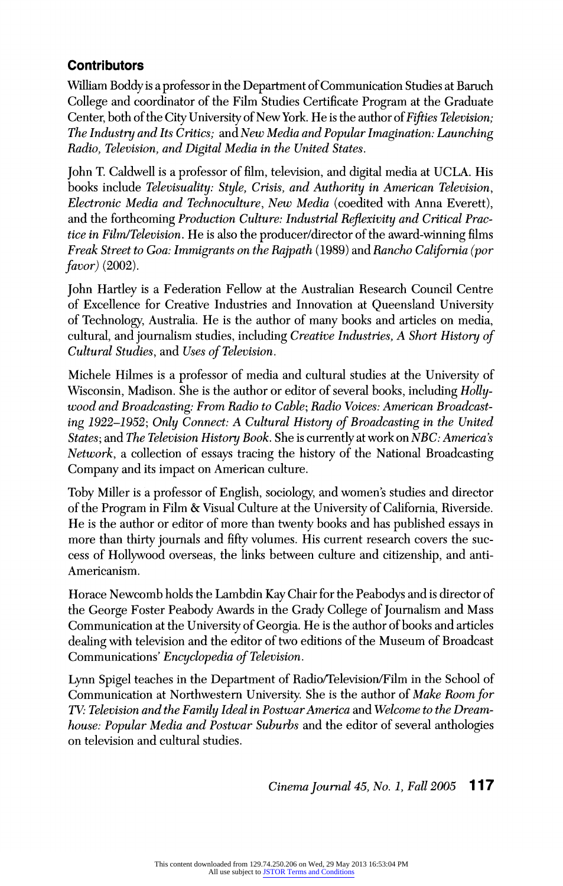## Contributors

William Boddy is a professor in the Department of Communication Studies at Baruch College and coordinator of the Film Studies Certificate Program at the Graduate Center, both of the City University of New York. He is the author of *Fifties Television; The Industry and Its Critics;* and *New Media and Popular Imagination: Launching Radio, Television, and Digital Media in the United States*.

John T. Caldwell is a professor of film, television, and digital media at UCLA. His books include *Televisuality: Style, Crisis, and Authority in American Television*, *Electronic Media and Technoculture*, *New Media* (coedited with Anna Everett), and the forthcoming *Production Culture: Industrial Reflexivity and Critical Practice in Film/Television*. He is also the producer/director of the award-winning films *Freak Street to Goa: Immigrants on the Rajpath* (1989) and *Rancho California (por favor)* (2002).

John Hartley is a Federation Fellow at the Australian Research Council Centre of Excellence for Creative Industries and Innovation at Queensland University of Technology, Australia. He is the author of many books and articles on media, cultural, and journalism studies, including *Creative Industries, A Short History of Cultural Studies*, and *Uses of Television*.

Michele Hilmes is a professor of media and cultural studies at the University of Wisconsin, Madison. She is the author or editor of several books, including *Hollywood and Broadcasting: From Radio to Cable*; *Radio Voices: American Broadcasting 1922–1952*; *Only Connect: A Cultural History of Broadcasting in the United States*; and *The Television History Book*. She is currently at work on *NBC: America's Network*, a collection of essays tracing the history of the National Broadcasting Company and its impact on American culture.

Toby Miller is a professor of English, sociology, and women's studies and director of the Program in Film & Visual Culture at the University of California, Riverside. He is the author or editor of more than twenty books and has published essays in more than thirty journals and fifty volumes. His current research covers the success of Hollywood overseas, the links between culture and citizenship, and anti-Americanism.

Horace Newcomb holds the Lambdin Kay Chair for the Peabodys and is director of the George Foster Peabody Awards in the Grady College of Journalism and Mass Communication at the University of Georgia. He is the author of books and articles dealing with television and the editor of two editions of the Museum of Broadcast Communications' *Encyclopedia of Television*.

Lynn Spigel teaches in the Department of Radio/Television/Film in the School of Communication at Northwestern University. She is the author of *Make Room for TV: Television and the Family Ideal in Postwar America* and *Welcome to the Dreamhouse: Popular Media and Postwar Suburbs* and the editor of several anthologies on television and cultural studies.